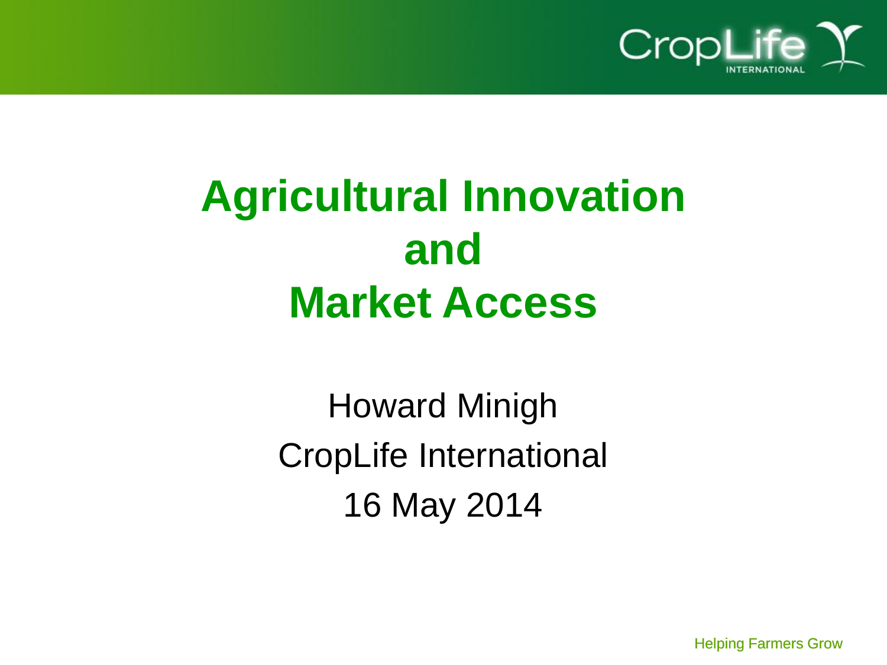# Agricultural Innovation and Market Access

Howard Minigh

CropLife International

16 May 2014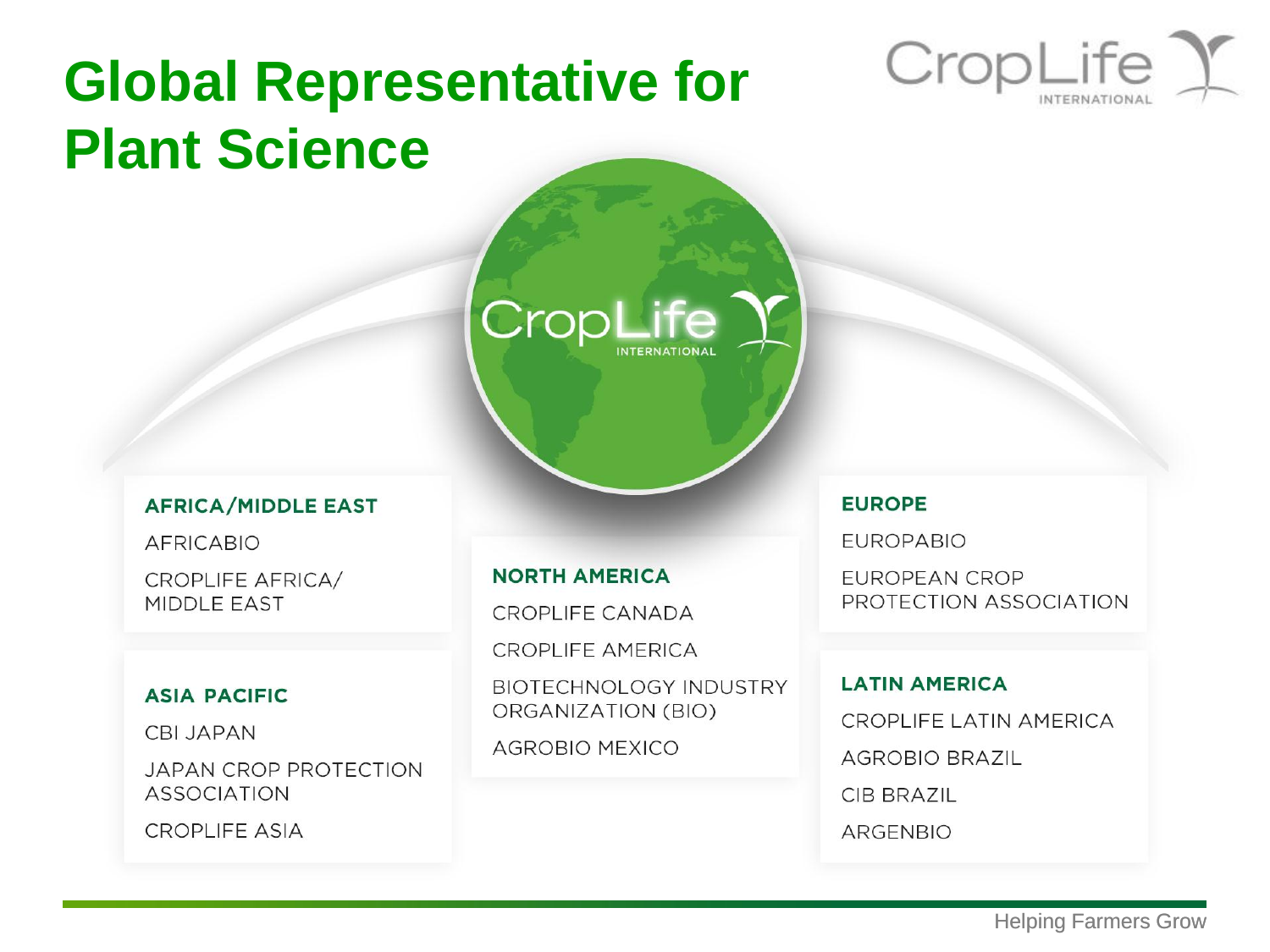# Global Representative for Plant Science

CropLife INTERNATIONAL

### AFRICA/MIDDLE EAST

AFRICABIO

CROPLIFE AFRICA/ MIDDLE EAST

### ASIA PACIFIC

CBI JAPAN

JAPAN CROP PROTECTION ASSOCIATION

CROPLIFE ASIA

### NORTH AMERICA

CROPLIFE CANADA

CROPLIFE AMERICA

BIOTECHNOLOGY INDUSTRY ORGANIZATION (BIO)

AGROBIO MEXICO

### EUROPE

EUROPABIO

EUROPEAN CROP PROTECTION ASSOCIATION

### LATIN AMERICA

CROPLIFE LATIN AMERICA

AGROBIO BRAZIL

CIB BRAZIL

ARGENBIO

Helping Farmers Grow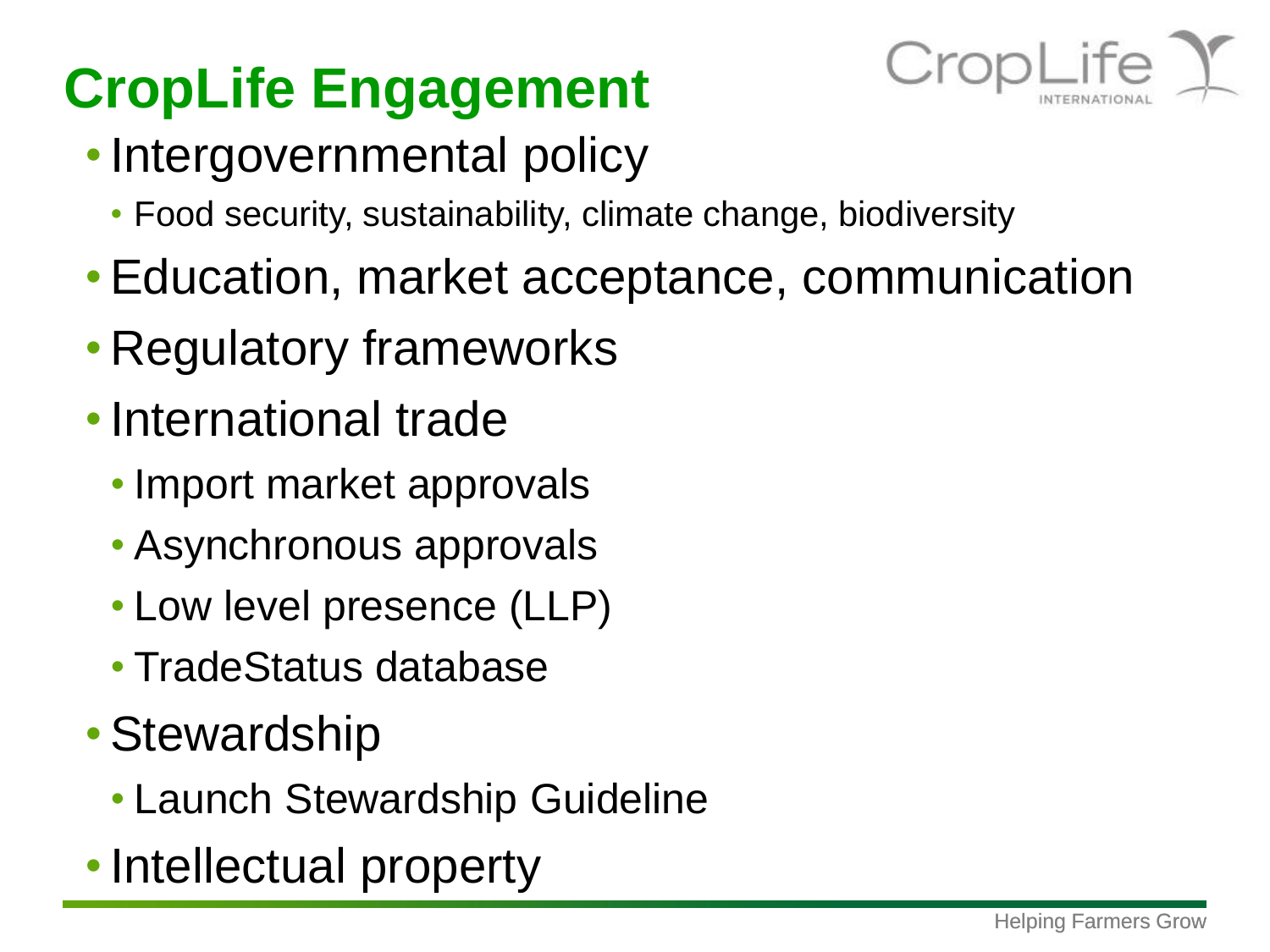# CropLife Engagement

- Intergovernmental policy
  - Food security, sustainability, climate change, biodiversity
- Education, market acceptance, communication
- Regulatory frameworks
- International trade
  - Import market approvals
  - Asynchronous approvals
  - Low level presence (LLP)
  - TradeStatus database
- Stewardship
  - Launch Stewardship Guideline
- Intellectual property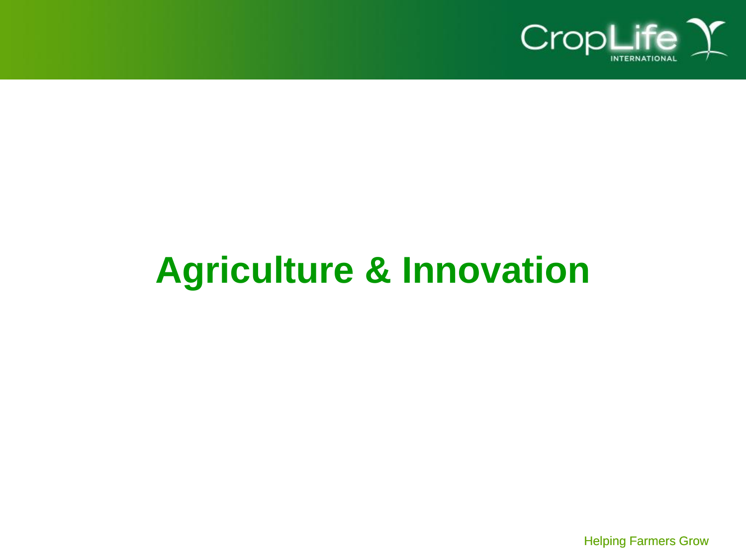# Agriculture & Innovation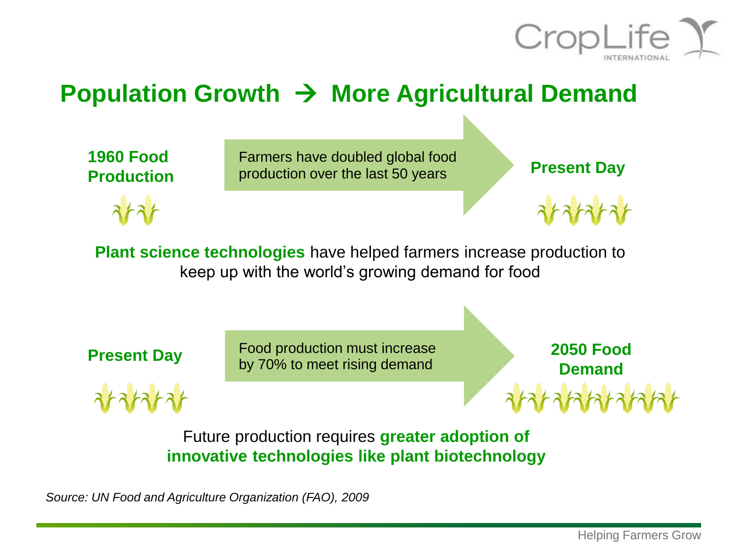# Population Growth → More Agricultural Demand

**1960 Food Production**

Farmers have doubled global food production over the last 50 years

**Present Day**

**Plant science technologies** have helped farmers increase production to keep up with the world's growing demand for food

**Present Day**

Food production must increase by 70% to meet rising demand

**2050 Food Demand**

Future production requires **greater adoption of innovative technologies like plant biotechnology**

*Source: UN Food and Agriculture Organization (FAO), 2009*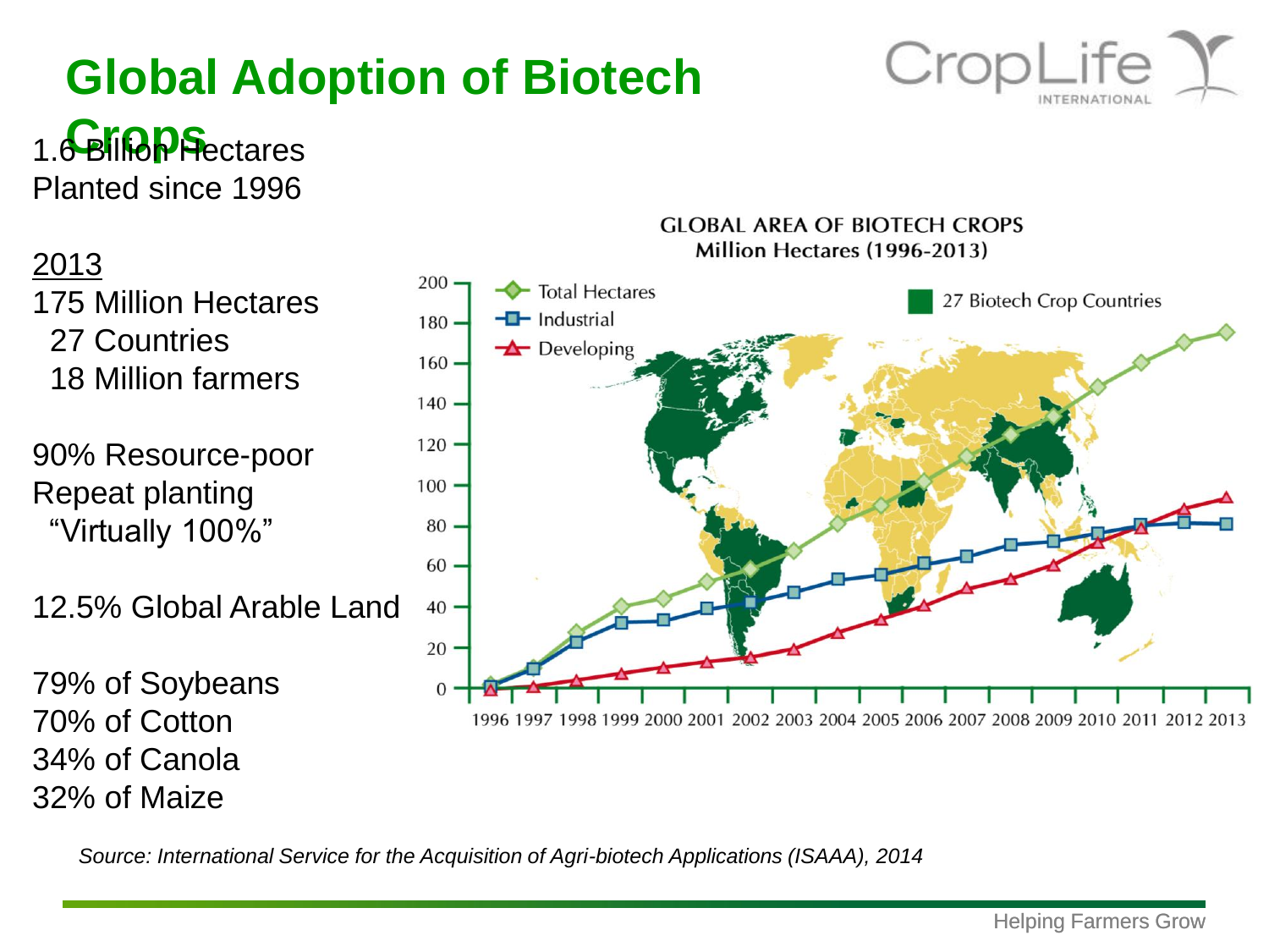# Global Adoption of Biotech Crops

1.6 Billion Hectares
Planted since 1996

2013
175 Million Hectares
27 Countries
18 Million farmers

90% Resource-poor
Repeat planting
"Virtually 100%"

12.5% Global Arable Land

79% of Soybeans
70% of Cotton
34% of Canola
32% of Maize

GLOBAL AREA OF BIOTECH CROPS
Million Hectares (1996-2013)

*Source: International Service for the Acquisition of Agri-biotech Applications (ISAAA), 2014*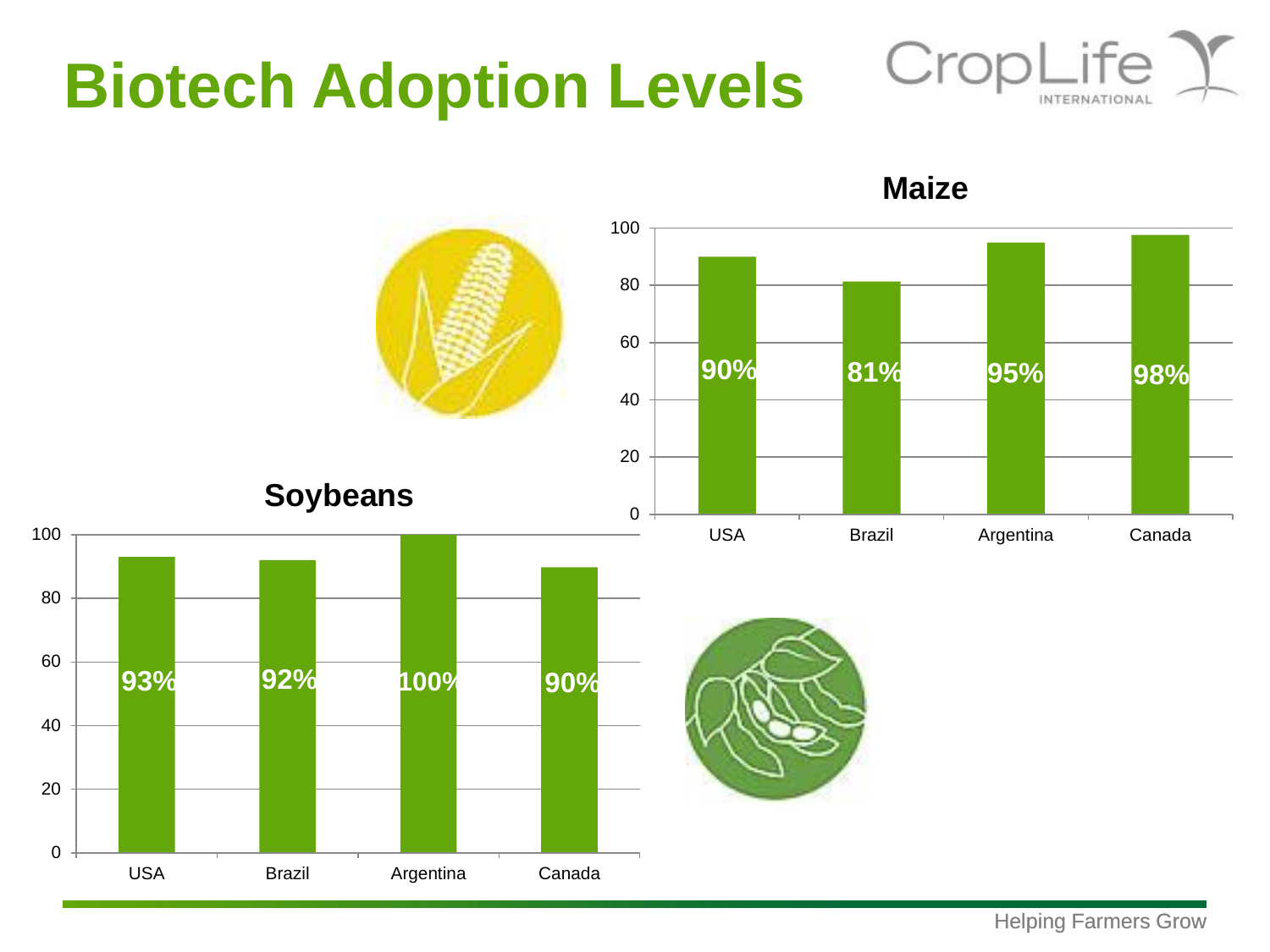# Biotech Adoption Levels

### Maize

| Country | Adoption |
|---|---|
| USA | 90% |
| Brazil | 81% |
| Argentina | 95% |
| Canada | 98% |

### Soybeans

| Country | Adoption |
|---|---|
| USA | 93% |
| Brazil | 92% |
| Argentina | 100% |
| Canada | 90% |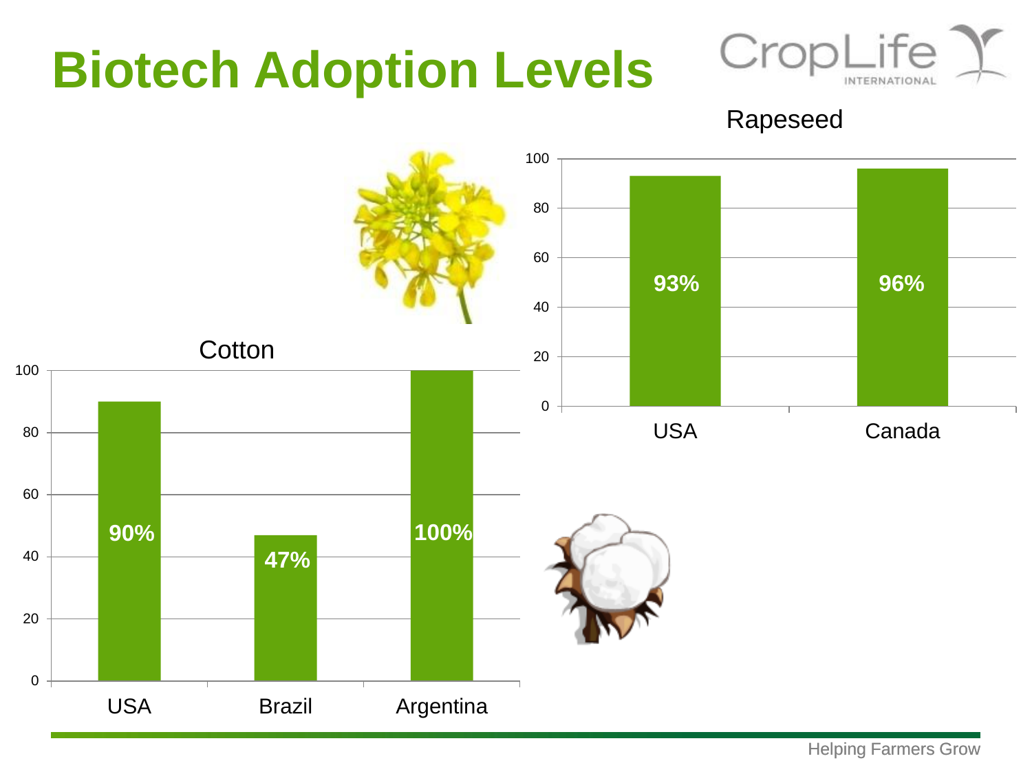# Biotech Adoption Levels

**Rapeseed**

| Country | Adoption |
| --- | --- |
| USA | 93% |
| Canada | 96% |

**Cotton**

| Country | Adoption |
| --- | --- |
| USA | 90% |
| Brazil | 47% |
| Argentina | 100% |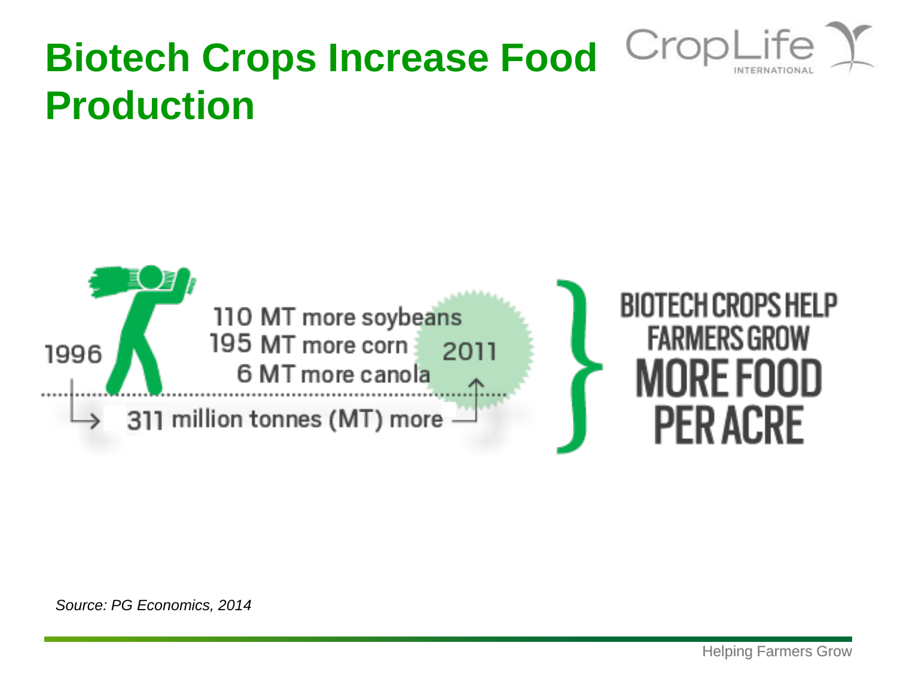# Biotech Crops Increase Food Production

1996

110 MT more soybeans
195 MT more corn
6 MT more canola

2011

311 million tonnes (MT) more

BIOTECH CROPS HELP FARMERS GROW MORE FOOD PER ACRE

*Source: PG Economics, 2014*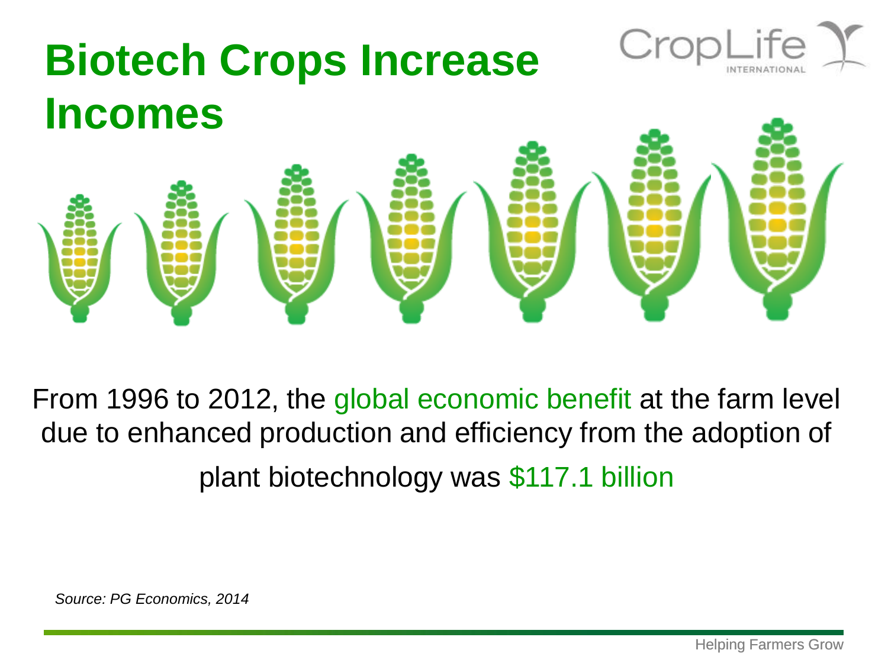# Biotech Crops Increase Incomes

From 1996 to 2012, the global economic benefit at the farm level due to enhanced production and efficiency from the adoption of plant biotechnology was $117.1 billion

*Source: PG Economics, 2014*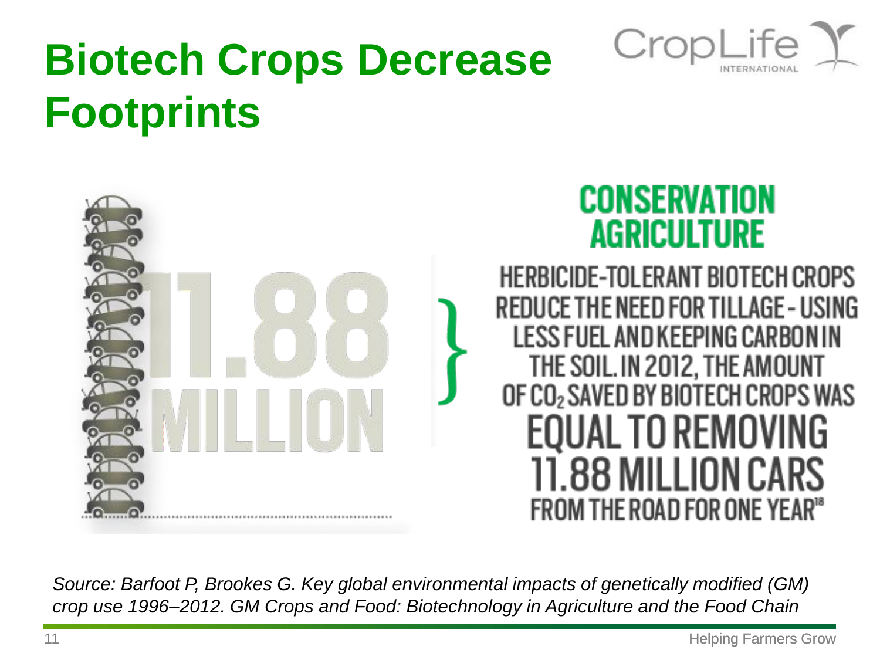# Biotech Crops Decrease Footprints

CropLife INTERNATIONAL

11.88 MILLION

## CONSERVATION AGRICULTURE

HERBICIDE-TOLERANT BIOTECH CROPS REDUCE THE NEED FOR TILLAGE - USING LESS FUEL AND KEEPING CARBON IN THE SOIL. IN 2012, THE AMOUNT OF $CO_2$ SAVED BY BIOTECH CROPS WAS **EQUAL TO REMOVING 11.88 MILLION CARS** FROM THE ROAD FOR ONE YEAR[18]

*Source: Barfoot P, Brookes G. Key global environmental impacts of genetically modified (GM) crop use 1996–2012. GM Crops and Food: Biotechnology in Agriculture and the Food Chain*

Helping Farmers Grow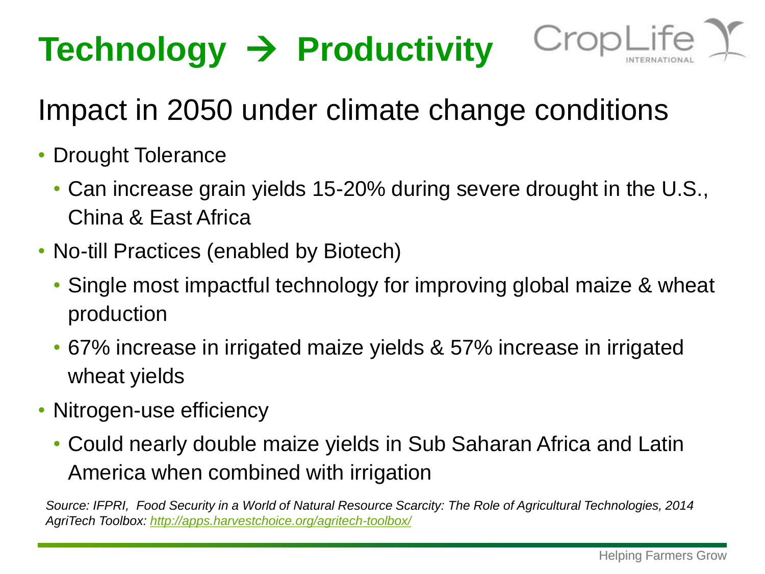# Technology → Productivity

## Impact in 2050 under climate change conditions

- Drought Tolerance
  - Can increase grain yields 15-20% during severe drought in the U.S., China & East Africa
- No-till Practices (enabled by Biotech)
  - Single most impactful technology for improving global maize & wheat production
  - 67% increase in irrigated maize yields & 57% increase in irrigated wheat yields
- Nitrogen-use efficiency
  - Could nearly double maize yields in Sub Saharan Africa and Latin America when combined with irrigation

*Source: IFPRI, Food Security in a World of Natural Resource Scarcity: The Role of Agricultural Technologies, 2014*
*AgriTech Toolbox: [http://apps.harvestchoice.org/agritech-toolbox/](http://apps.harvestchoice.org/agritech-toolbox/)*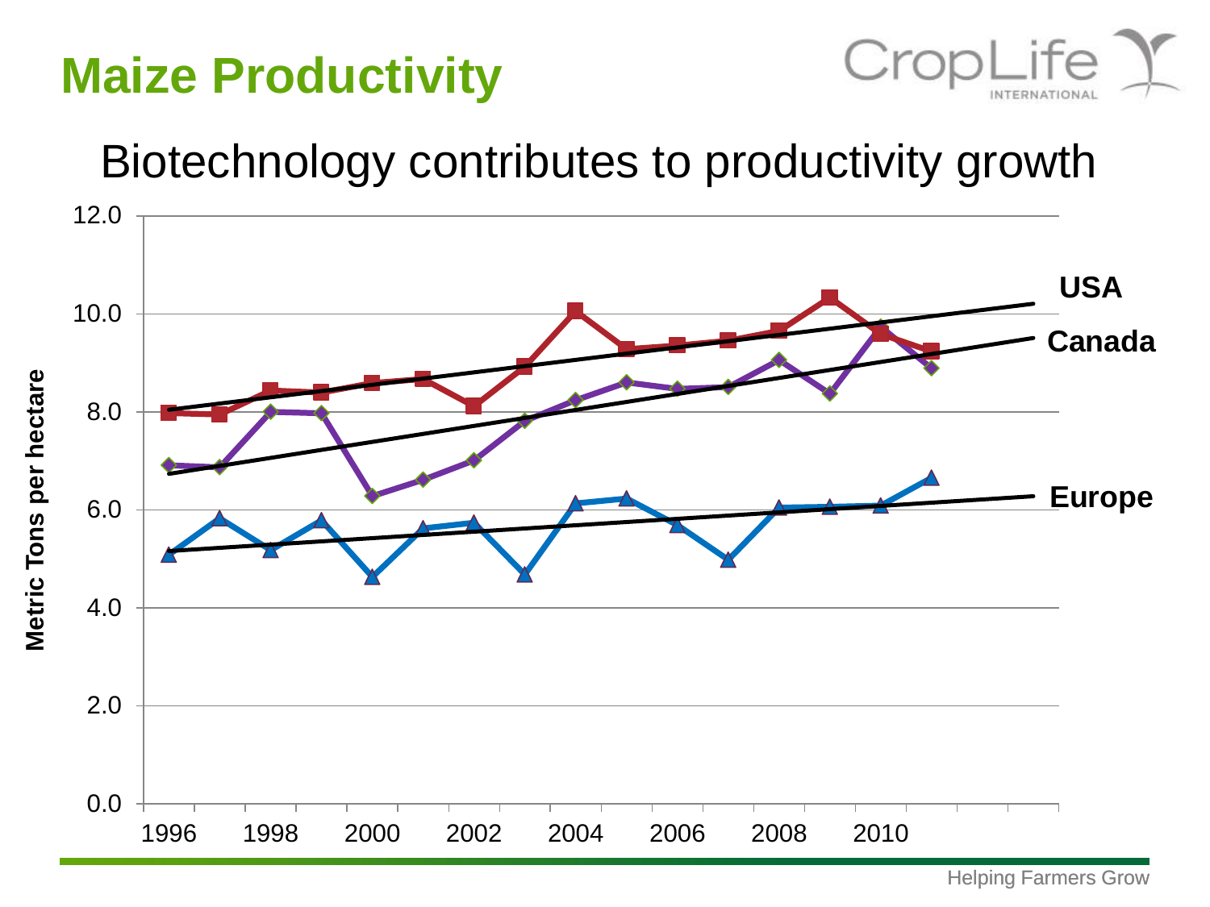# Maize Productivity

## Biotechnology contributes to productivity growth

Metric Tons per hectare

USA

Canada

Europe

Helping Farmers Grow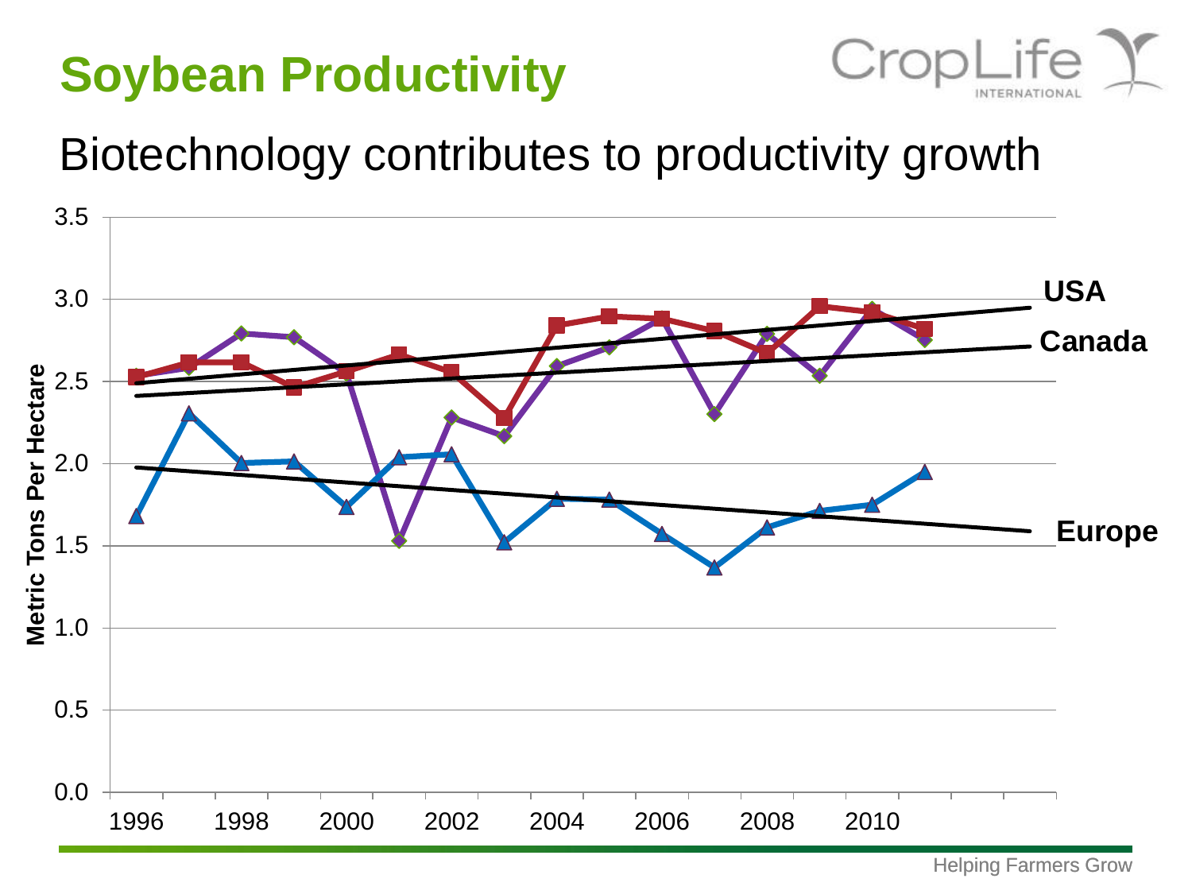# Soybean Productivity

## Biotechnology contributes to productivity growth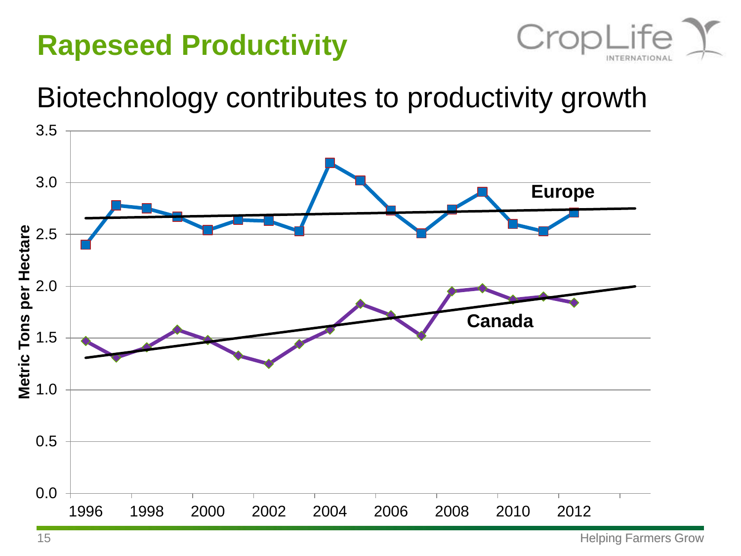# Rapeseed Productivity

## Biotechnology contributes to productivity growth

Metric Tons per Hectare

3.5
3.0
2.5
2.0
1.5
1.0
0.5
0.0

1996 1998 2000 2002 2004 2006 2008 2010 2012

Europe

Canada

Helping Farmers Grow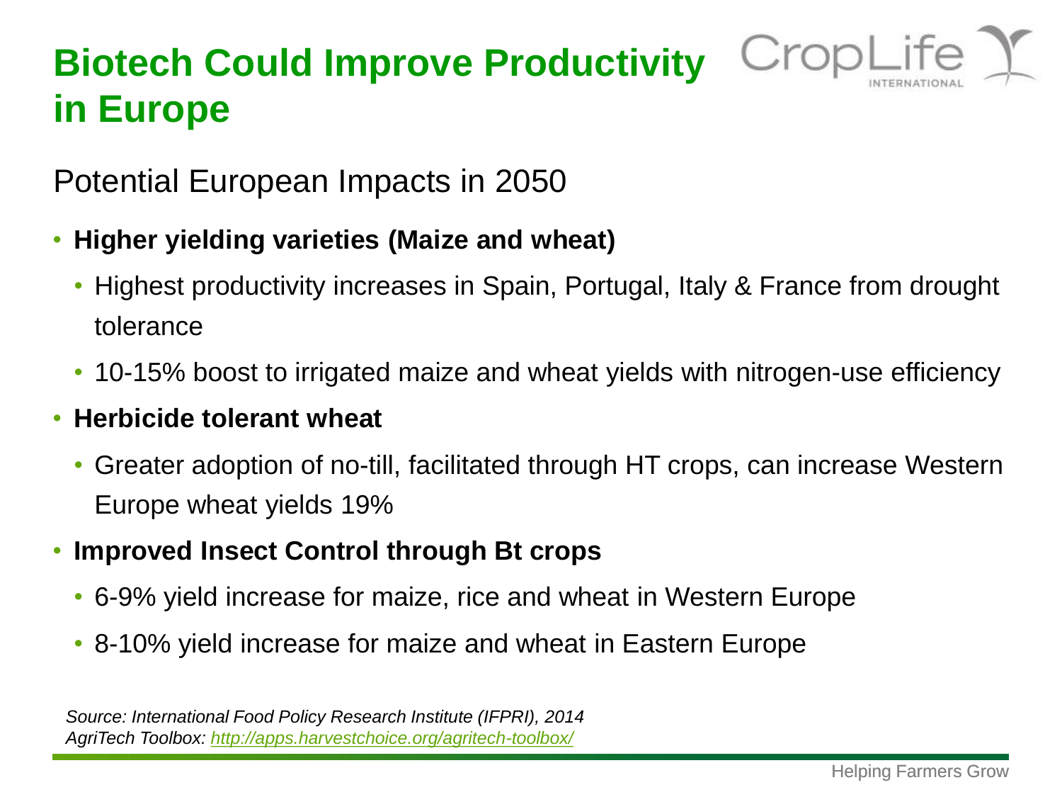# Biotech Could Improve Productivity in Europe

Potential European Impacts in 2050

- **Higher yielding varieties (Maize and wheat)**
  - Highest productivity increases in Spain, Portugal, Italy & France from drought tolerance
  - 10-15% boost to irrigated maize and wheat yields with nitrogen-use efficiency
- **Herbicide tolerant wheat**
  - Greater adoption of no-till, facilitated through HT crops, can increase Western Europe wheat yields 19%
- **Improved Insect Control through Bt crops**
  - 6-9% yield increase for maize, rice and wheat in Western Europe
  - 8-10% yield increase for maize and wheat in Eastern Europe

*Source: International Food Policy Research Institute (IFPRI), 2014*
*AgriTech Toolbox: http://apps.harvestchoice.org/agritech-toolbox/*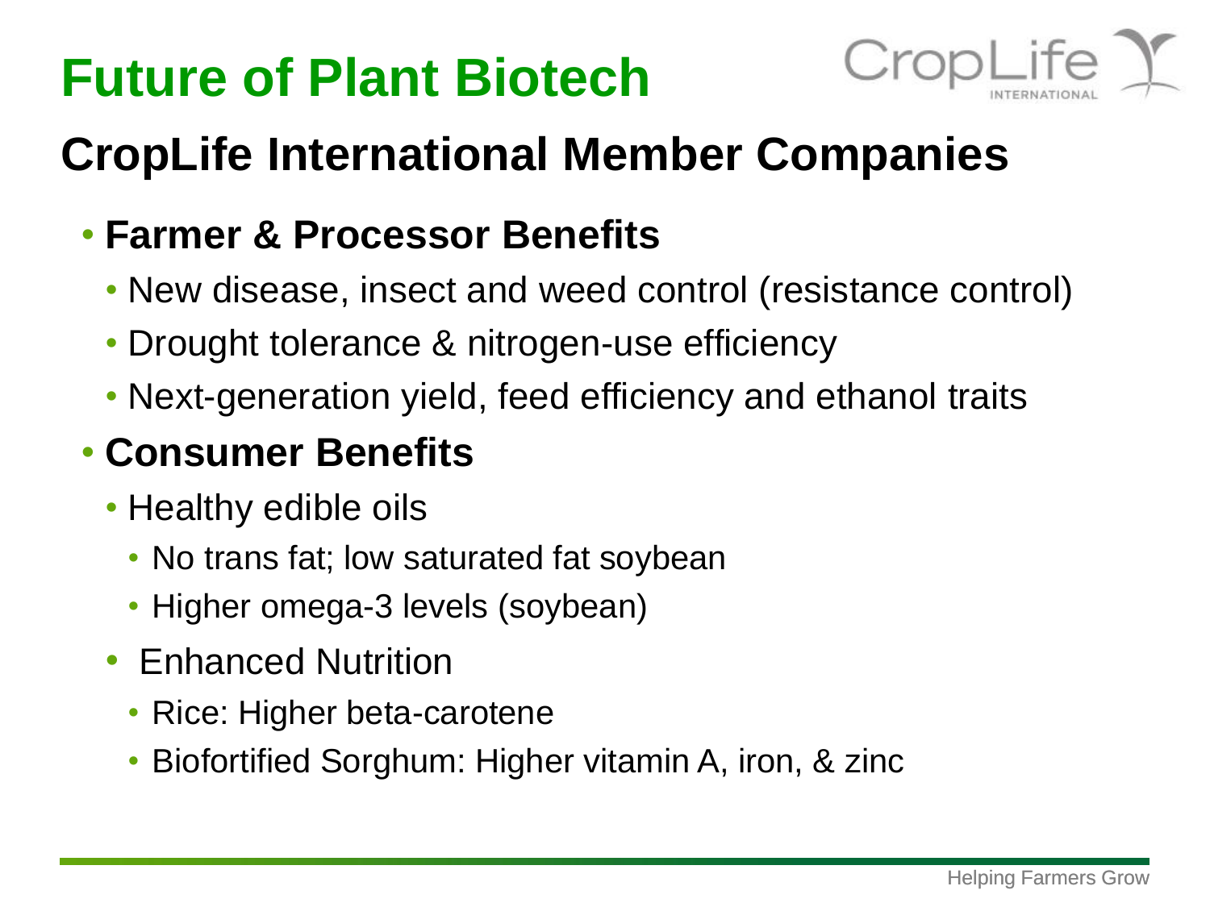# Future of Plant Biotech

## CropLife International Member Companies

- **Farmer & Processor Benefits**
  - New disease, insect and weed control (resistance control)
  - Drought tolerance & nitrogen-use efficiency
  - Next-generation yield, feed efficiency and ethanol traits
- **Consumer Benefits**
  - Healthy edible oils
    - No trans fat; low saturated fat soybean
    - Higher omega-3 levels (soybean)
  - Enhanced Nutrition
    - Rice: Higher beta-carotene
    - Biofortified Sorghum: Higher vitamin A, iron, & zinc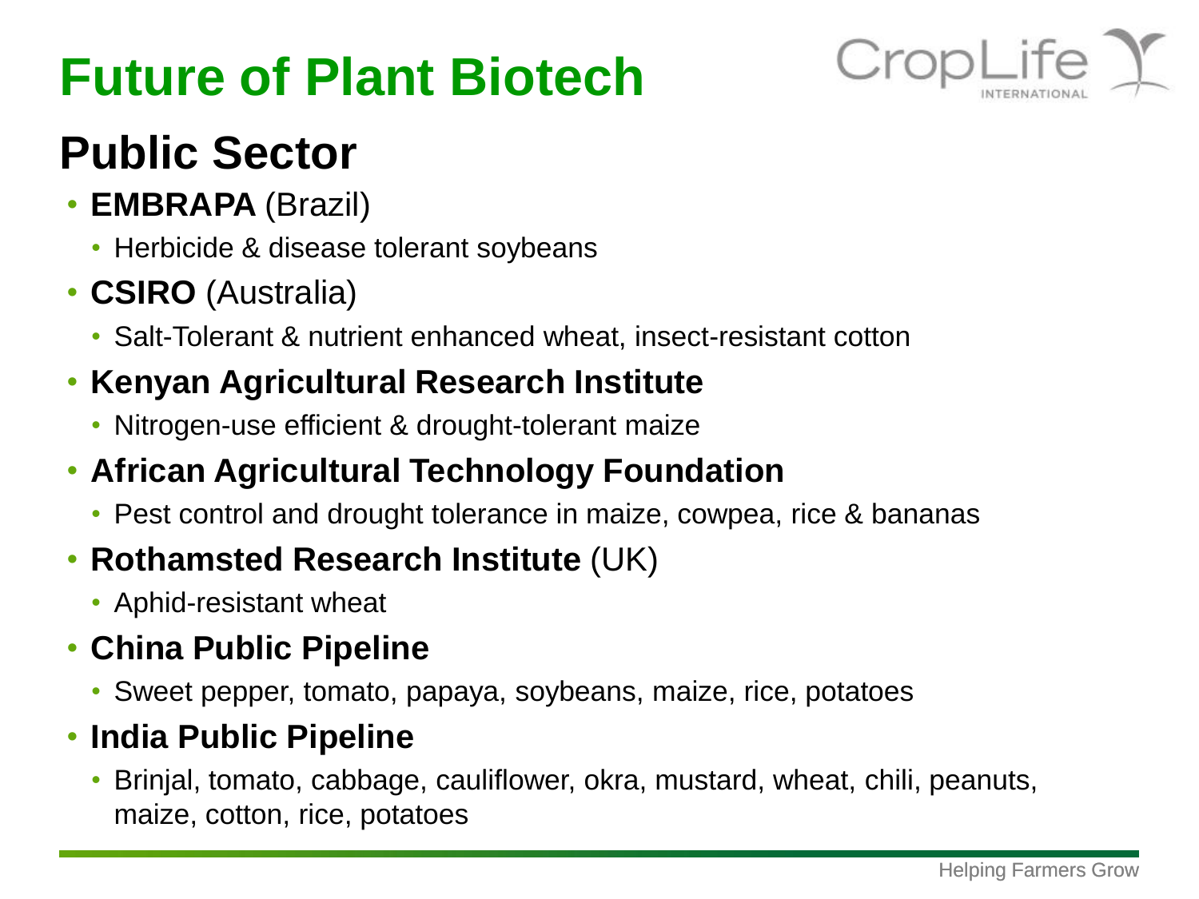# Future of Plant Biotech

## Public Sector

- **EMBRAPA** (Brazil)
  - Herbicide & disease tolerant soybeans
- **CSIRO** (Australia)
  - Salt-Tolerant & nutrient enhanced wheat, insect-resistant cotton
- **Kenyan Agricultural Research Institute**
  - Nitrogen-use efficient & drought-tolerant maize
- **African Agricultural Technology Foundation**
  - Pest control and drought tolerance in maize, cowpea, rice & bananas
- **Rothamsted Research Institute** (UK)
  - Aphid-resistant wheat
- **China Public Pipeline**
  - Sweet pepper, tomato, papaya, soybeans, maize, rice, potatoes
- **India Public Pipeline**
  - Brinjal, tomato, cabbage, cauliflower, okra, mustard, wheat, chili, peanuts, maize, cotton, rice, potatoes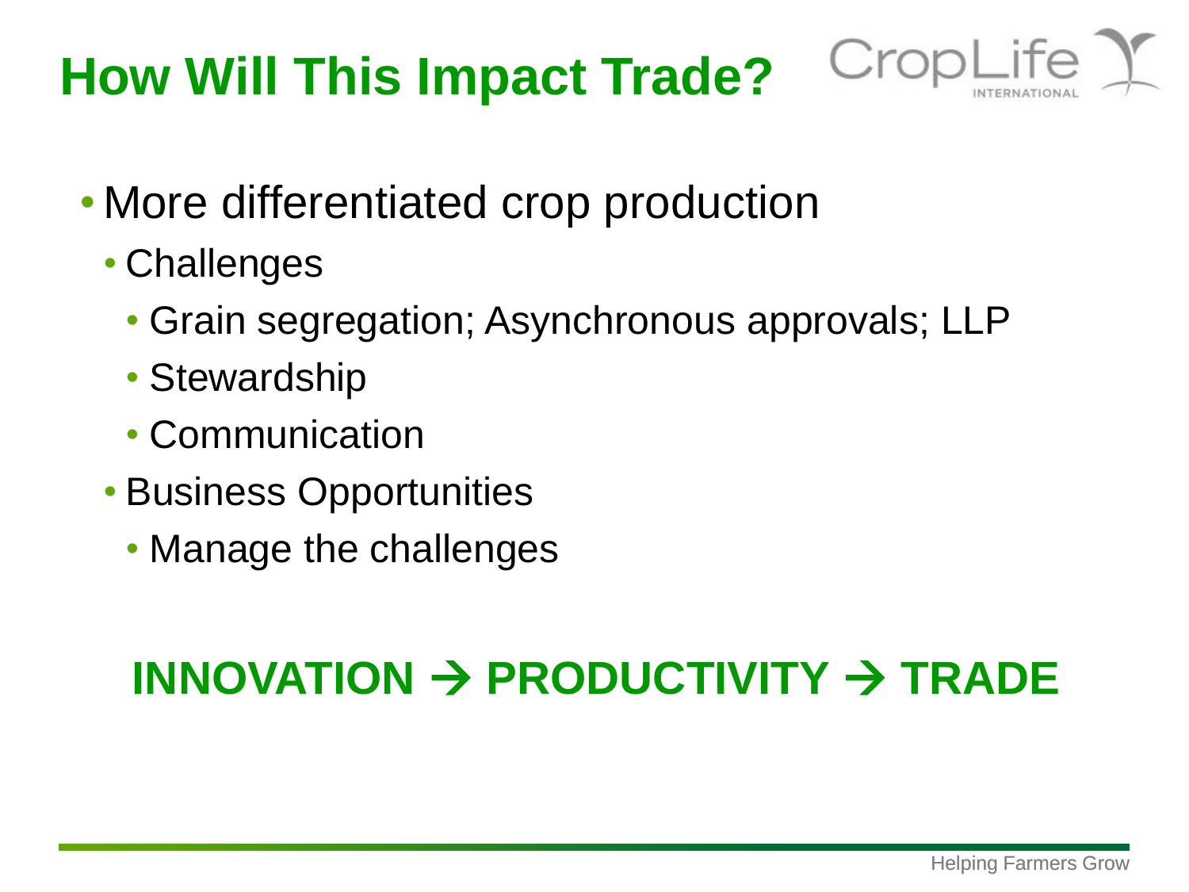# How Will This Impact Trade?

- More differentiated crop production
  - Challenges
    - Grain segregation; Asynchronous approvals; LLP
    - Stewardship
    - Communication
  - Business Opportunities
    - Manage the challenges

**INNOVATION → PRODUCTIVITY → TRADE**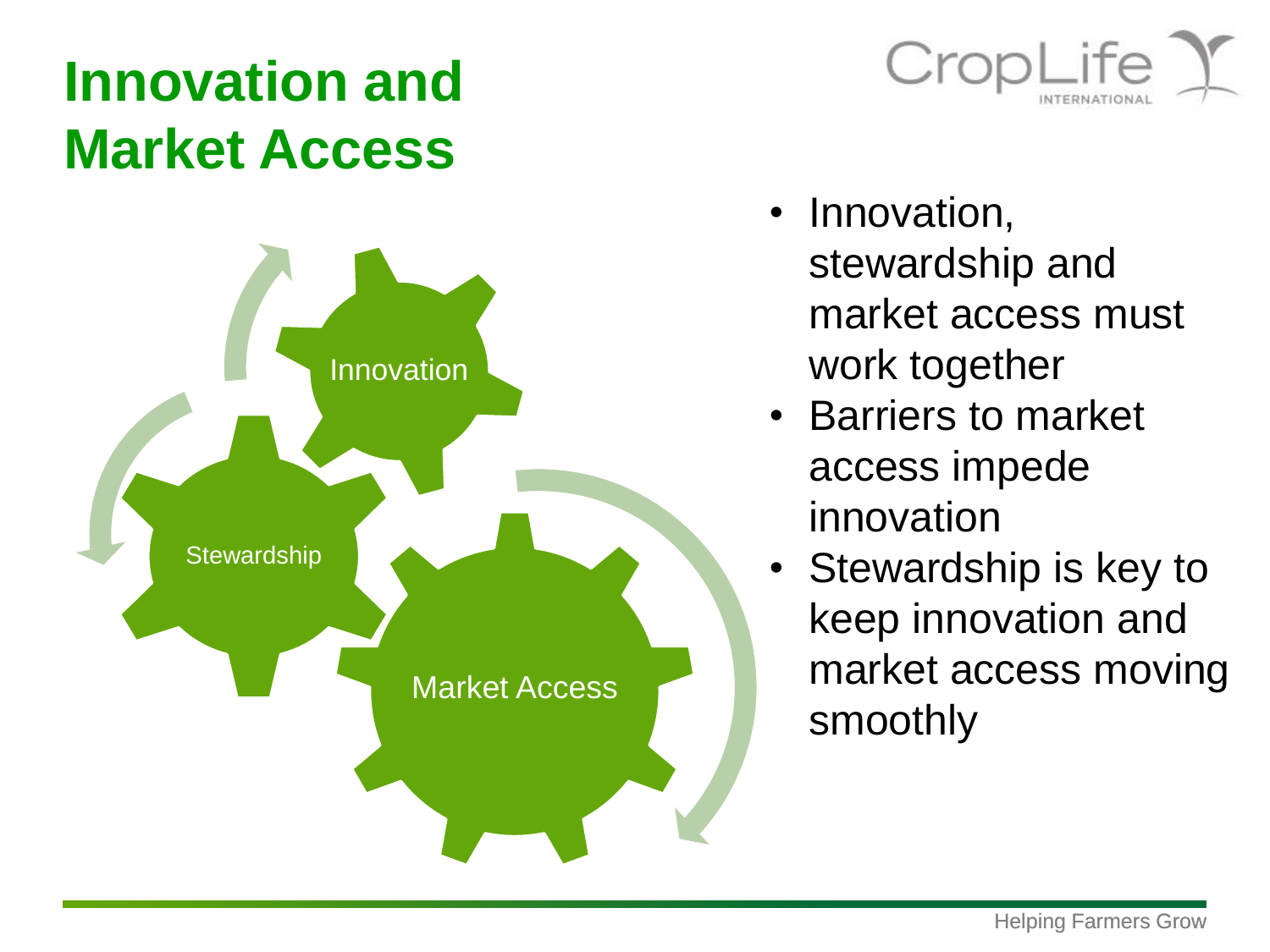# Innovation and Market Access

Innovation

Stewardship

Market Access

- Innovation, stewardship and market access must work together
- Barriers to market access impede innovation
- Stewardship is key to keep innovation and market access moving smoothly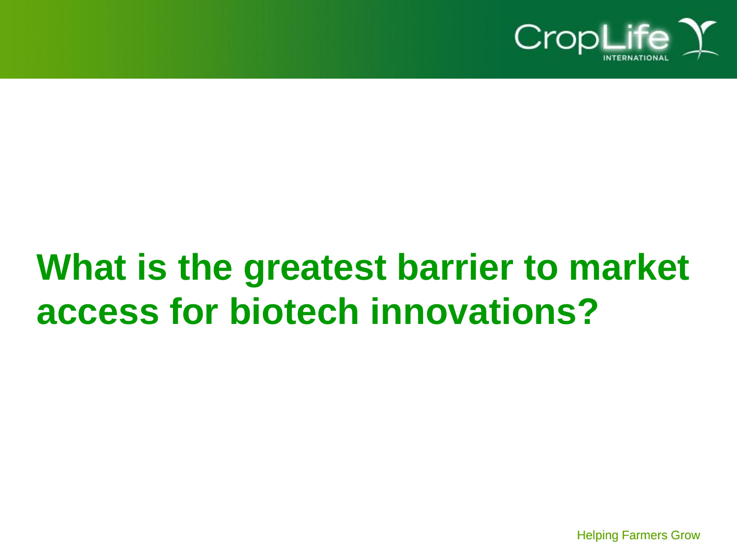# What is the greatest barrier to market access for biotech innovations?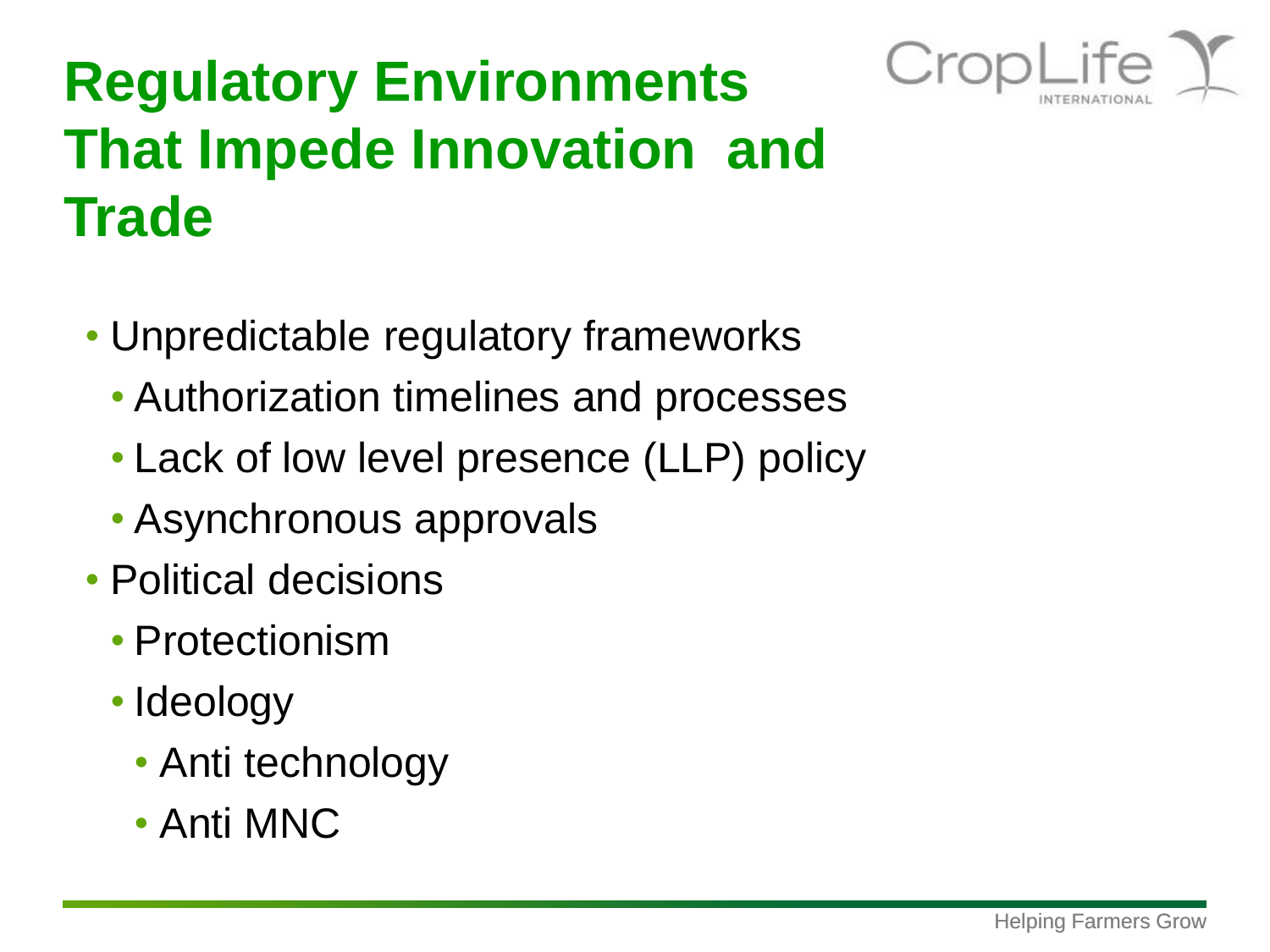# Regulatory Environments That Impede Innovation and Trade

- Unpredictable regulatory frameworks
  - Authorization timelines and processes
  - Lack of low level presence (LLP) policy
  - Asynchronous approvals
- Political decisions
  - Protectionism
  - Ideology
    - Anti technology
    - Anti MNC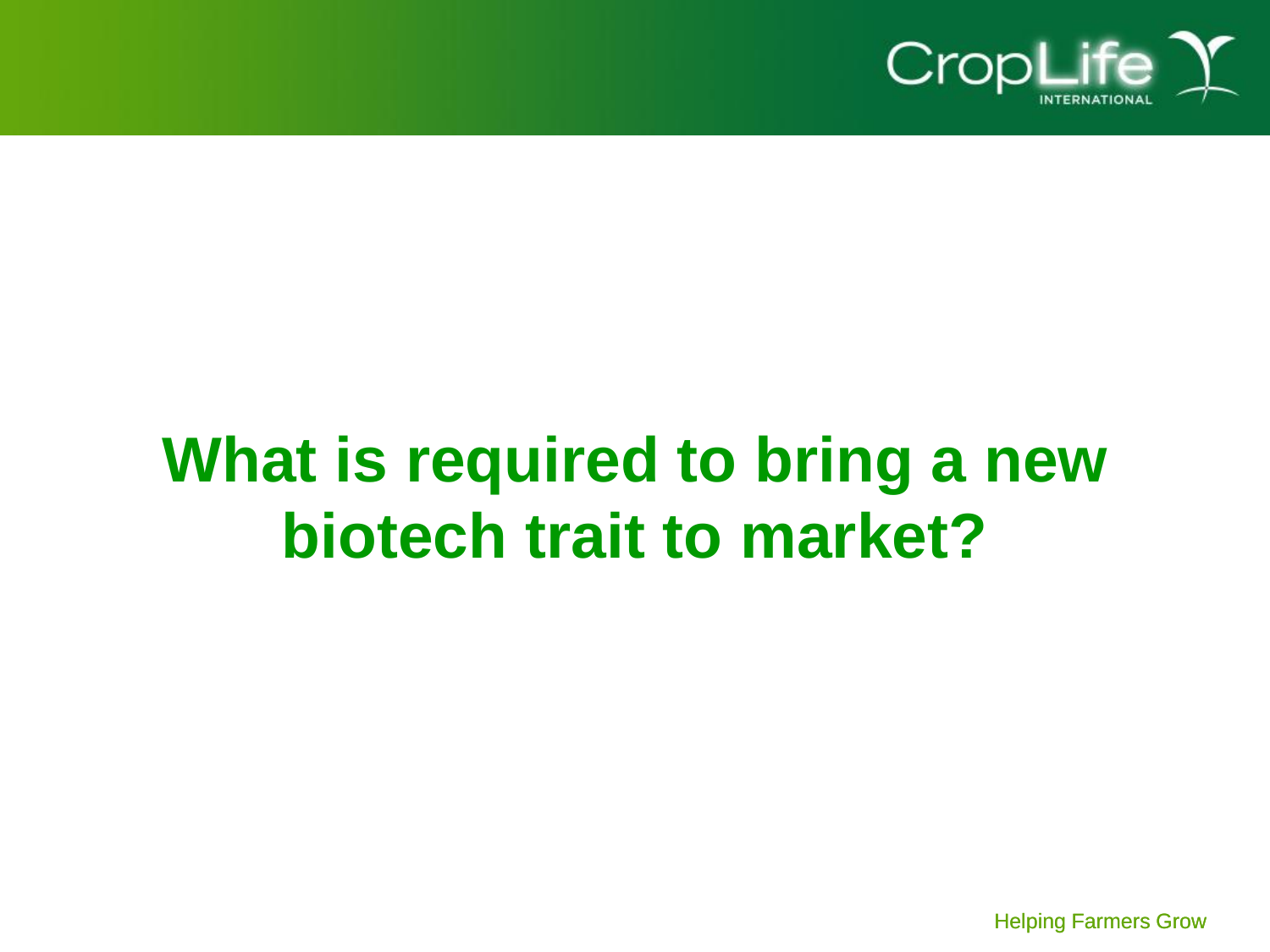# What is required to bring a new biotech trait to market?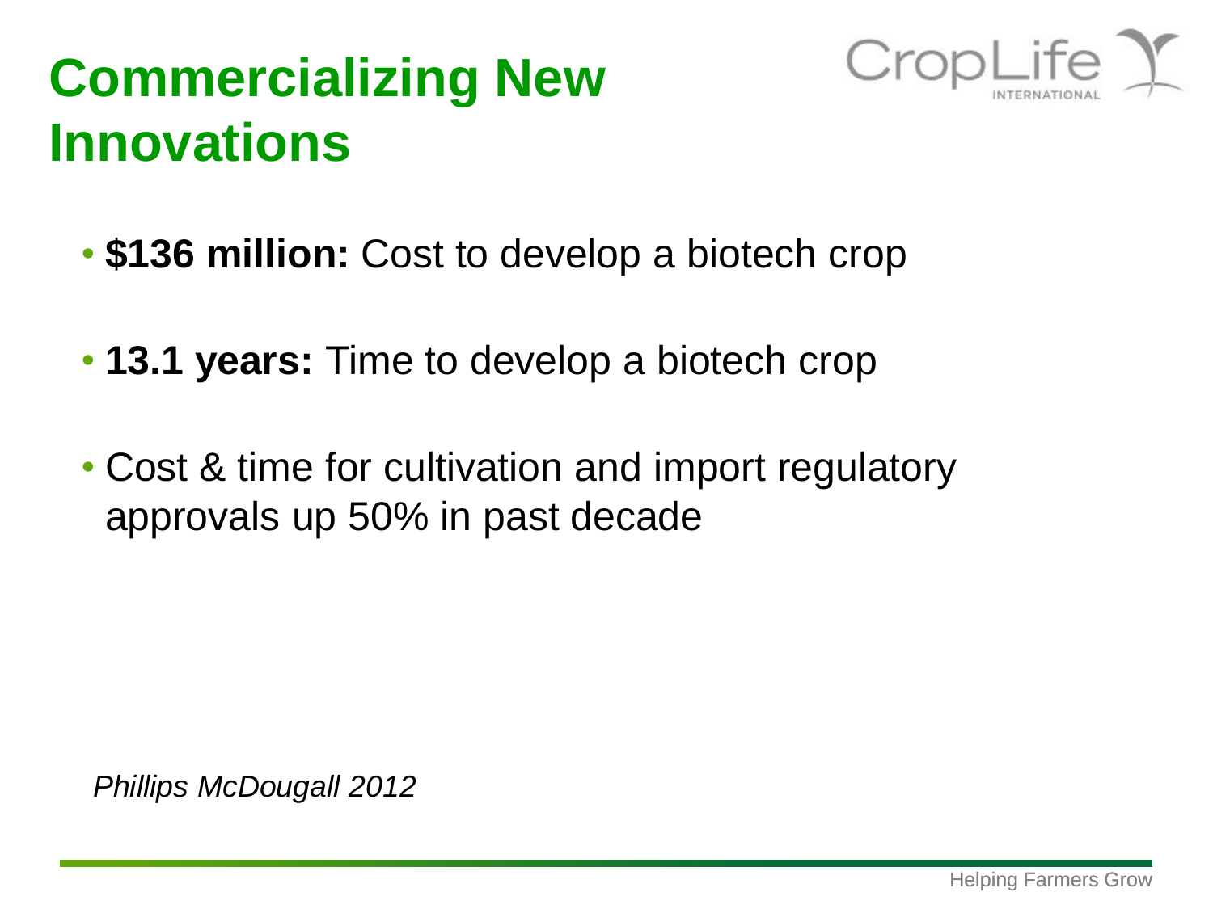# Commercializing New Innovations

- **$136 million:** Cost to develop a biotech crop
- **13.1 years:** Time to develop a biotech crop
- Cost & time for cultivation and import regulatory approvals up 50% in past decade

*Phillips McDougall 2012*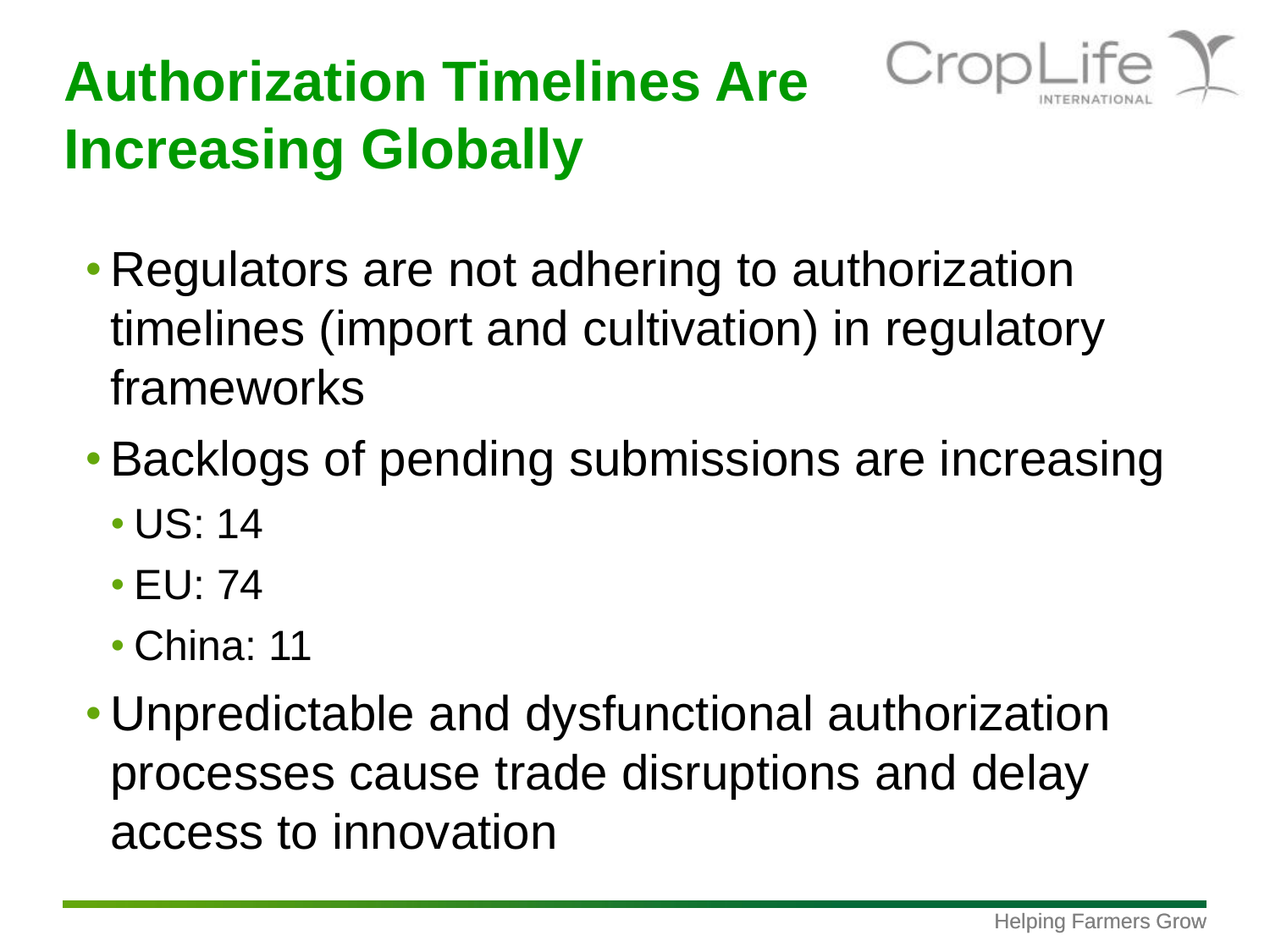# Authorization Timelines Are Increasing Globally

- Regulators are not adhering to authorization timelines (import and cultivation) in regulatory frameworks
- Backlogs of pending submissions are increasing
  - US: 14
  - EU: 74
  - China: 11
- Unpredictable and dysfunctional authorization processes cause trade disruptions and delay access to innovation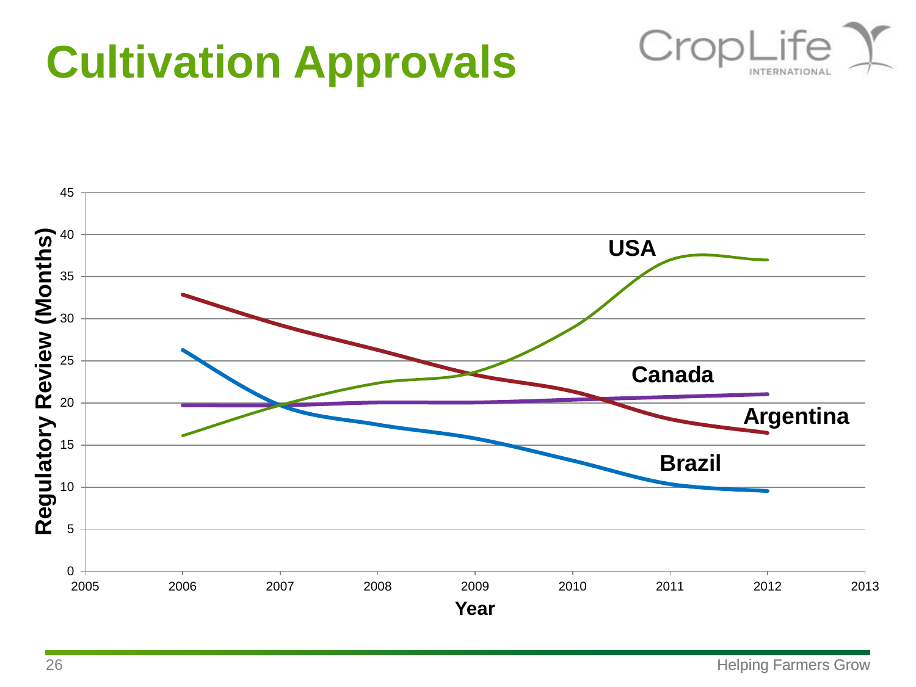# Cultivation Approvals

Regulatory Review (Months)

45
40
35
30
25
20
15
10
5
0

2005 2006 2007 2008 2009 2010 2011 2012 2013

Year

USA

Canada

Argentina

Brazil

Helping Farmers Grow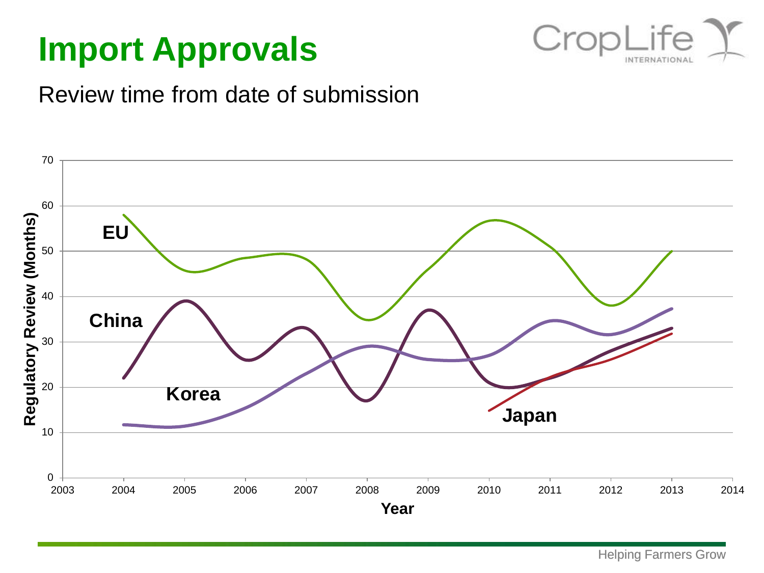# Import Approvals

Review time from date of submission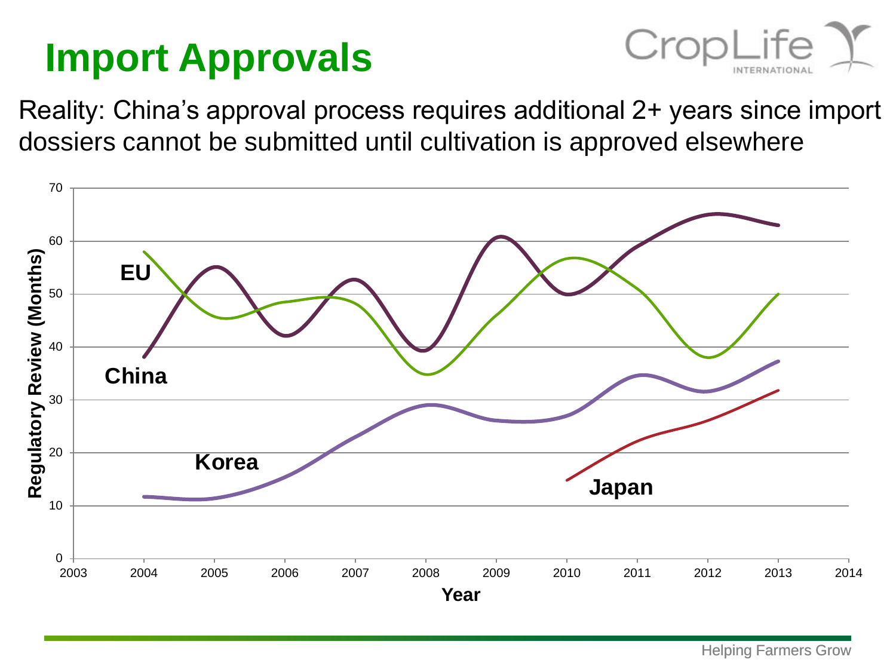# Import Approvals

Reality: China's approval process requires additional 2+ years since import dossiers cannot be submitted until cultivation is approved elsewhere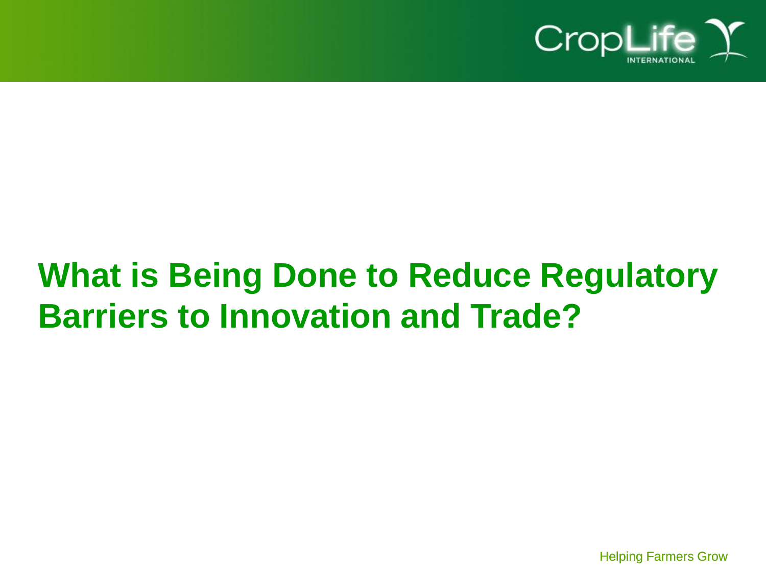# What is Being Done to Reduce Regulatory Barriers to Innovation and Trade?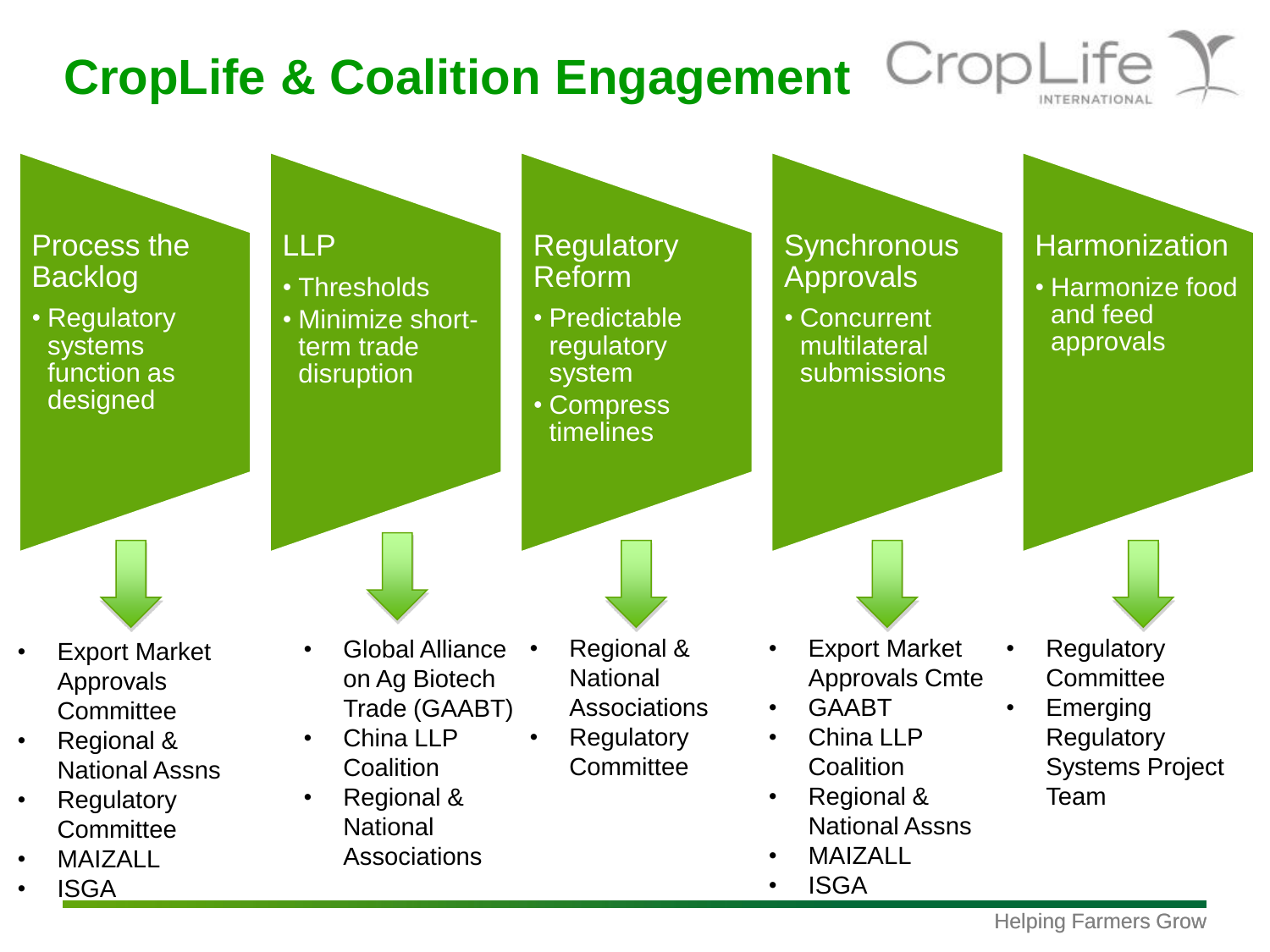# CropLife & Coalition Engagement

## Process the Backlog

- Regulatory systems function as designed

**Engagement:**

- Export Market Approvals Committee
- Regional & National Assns
- Regulatory Committee
- MAIZALL
- ISGA

## LLP

- Thresholds
- Minimize short-term trade disruption

**Engagement:**

- Global Alliance on Ag Biotech Trade (GAABT)
- China LLP Coalition
- Regional & National Associations

## Regulatory Reform

- Predictable regulatory system
- Compress timelines

**Engagement:**

- Regional & National Associations
- Regulatory Committee

## Synchronous Approvals

- Concurrent multilateral submissions

**Engagement:**

- Export Market Approvals Cmte
- GAABT
- China LLP Coalition
- Regional & National Assns
- MAIZALL
- ISGA

## Harmonization

- Harmonize food and feed approvals

**Engagement:**

- Regulatory Committee
- Emerging Regulatory Systems Project Team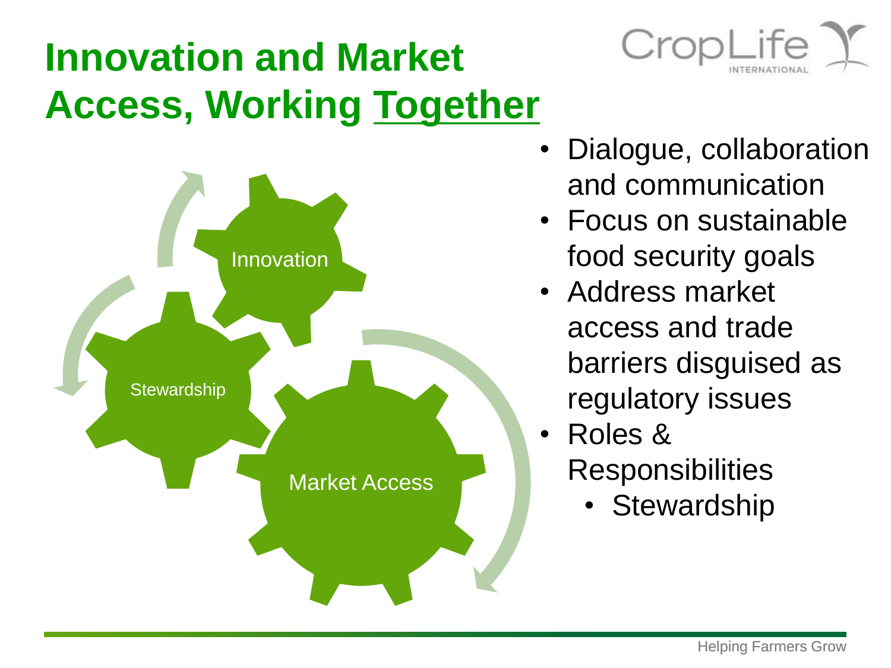# Innovation and Market Access, Working Together

Innovation

Stewardship

Market Access

- Dialogue, collaboration and communication
- Focus on sustainable food security goals
- Address market access and trade barriers disguised as regulatory issues
- Roles & Responsibilities
  - Stewardship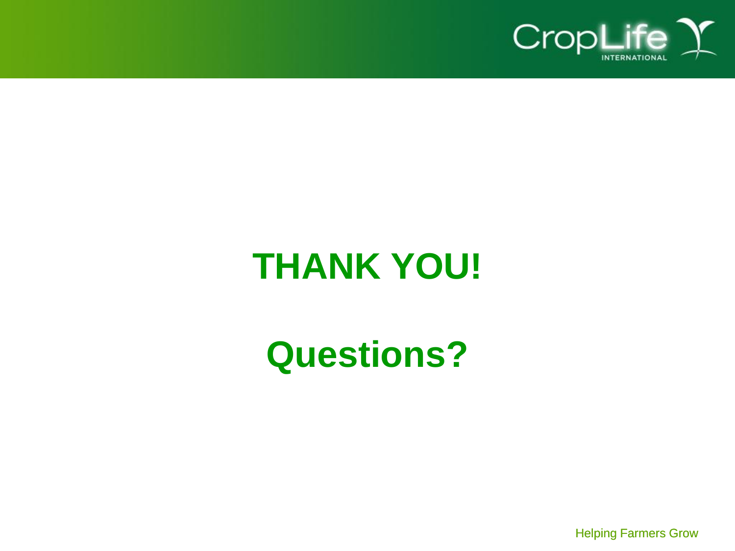# THANK YOU!

# Questions?